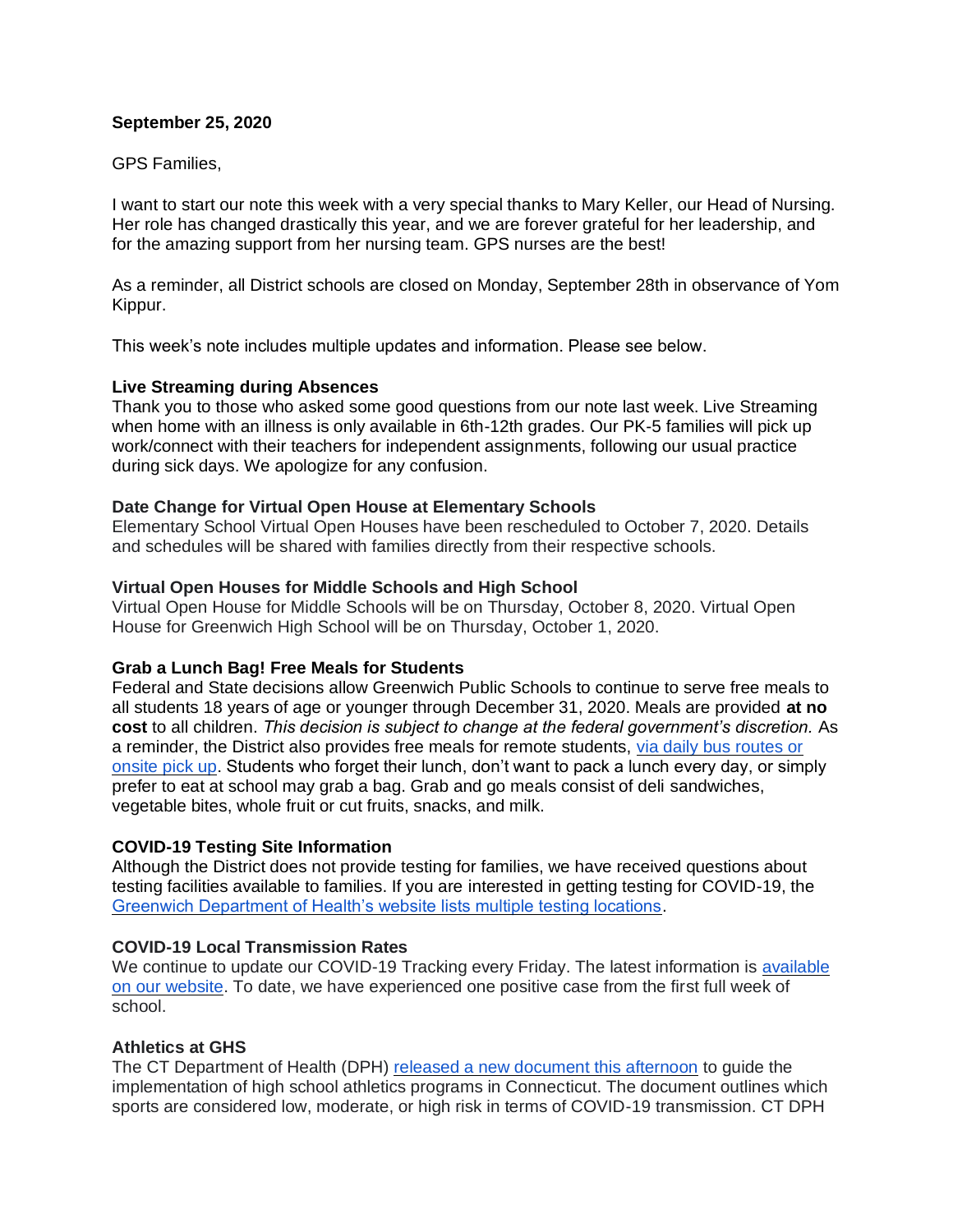**September 25, 2020**

GPS Families,

I want to start our note this week with a very special thanks to Mary Keller, our Head of Nursing. Her role has changed drastically this year, and we are forever grateful for her leadership, and for the amazing support from her nursing team. GPS nurses are the best!

As a reminder, all District schools are closed on Monday, September 28th in observance of Yom Kippur.

This week's note includes multiple updates and information. Please see below.

**Live Streaming during Absences**
Thank you to those who asked some good questions from our note last week. Live Streaming when home with an illness is only available in 6th-12th grades. Our PK-5 families will pick up work/connect with their teachers for independent assignments, following our usual practice during sick days. We apologize for any confusion.

**Date Change for Virtual Open House at Elementary Schools**
Elementary School Virtual Open Houses have been rescheduled to October 7, 2020. Details and schedules will be shared with families directly from their respective schools.

**Virtual Open Houses for Middle Schools and High School**
Virtual Open House for Middle Schools will be on Thursday, October 8, 2020. Virtual Open House for Greenwich High School will be on Thursday, October 1, 2020.

**Grab a Lunch Bag! Free Meals for Students**
Federal and State decisions allow Greenwich Public Schools to continue to serve free meals to all students 18 years of age or younger through December 31, 2020. Meals are provided **at no cost** to all children. *This decision is subject to change at the federal government's discretion.* As a reminder, the District also provides free meals for remote students, via daily bus routes or onsite pick up. Students who forget their lunch, don't want to pack a lunch every day, or simply prefer to eat at school may grab a bag. Grab and go meals consist of deli sandwiches, vegetable bites, whole fruit or cut fruits, snacks, and milk.

**COVID-19 Testing Site Information**
Although the District does not provide testing for families, we have received questions about testing facilities available to families. If you are interested in getting testing for COVID-19, the Greenwich Department of Health's website lists multiple testing locations.

**COVID-19 Local Transmission Rates**
We continue to update our COVID-19 Tracking every Friday. The latest information is available on our website. To date, we have experienced one positive case from the first full week of school.

**Athletics at GHS**
The CT Department of Health (DPH) released a new document this afternoon to guide the implementation of high school athletics programs in Connecticut. The document outlines which sports are considered low, moderate, or high risk in terms of COVID-19 transmission. CT DPH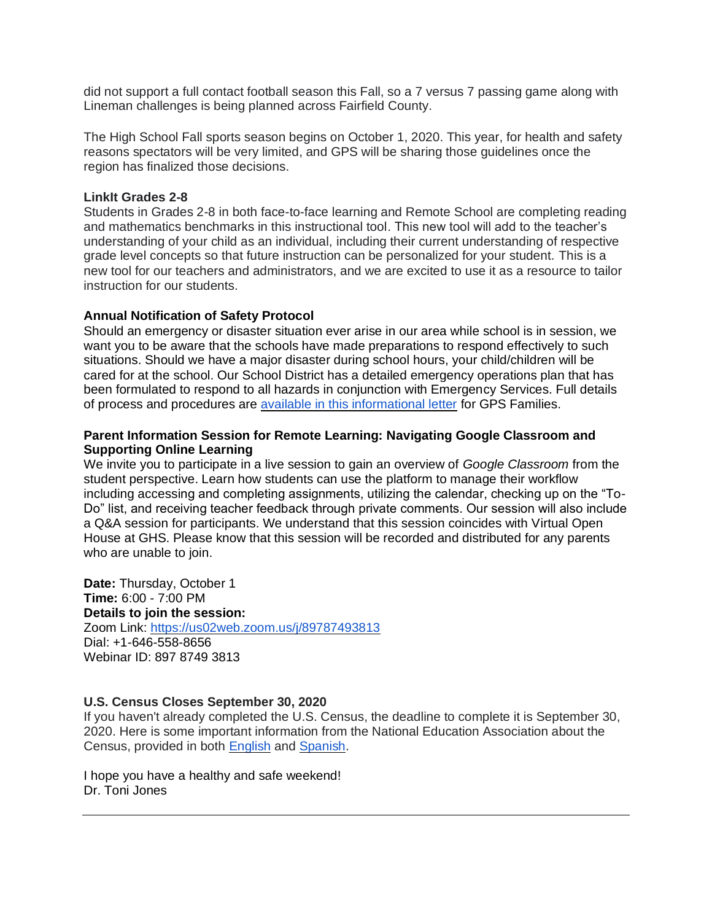did not support a full contact football season this Fall, so a 7 versus 7 passing game along with Lineman challenges is being planned across Fairfield County.

The High School Fall sports season begins on October 1, 2020. This year, for health and safety reasons spectators will be very limited, and GPS will be sharing those guidelines once the region has finalized those decisions.

**LinkIt Grades 2-8**

Students in Grades 2-8 in both face-to-face learning and Remote School are completing reading and mathematics benchmarks in this instructional tool. This new tool will add to the teacher's understanding of your child as an individual, including their current understanding of respective grade level concepts so that future instruction can be personalized for your student. This is a new tool for our teachers and administrators, and we are excited to use it as a resource to tailor instruction for our students.

**Annual Notification of Safety Protocol**

Should an emergency or disaster situation ever arise in our area while school is in session, we want you to be aware that the schools have made preparations to respond effectively to such situations. Should we have a major disaster during school hours, your child/children will be cared for at the school. Our School District has a detailed emergency operations plan that has been formulated to respond to all hazards in conjunction with Emergency Services. Full details of process and procedures are available in this informational letter for GPS Families.

**Parent Information Session for Remote Learning: Navigating Google Classroom and Supporting Online Learning**

We invite you to participate in a live session to gain an overview of *Google Classroom* from the student perspective. Learn how students can use the platform to manage their workflow including accessing and completing assignments, utilizing the calendar, checking up on the "To-Do" list, and receiving teacher feedback through private comments. Our session will also include a Q&A session for participants. We understand that this session coincides with Virtual Open House at GHS. Please know that this session will be recorded and distributed for any parents who are unable to join.

**Date:** Thursday, October 1
**Time:** 6:00 - 7:00 PM
**Details to join the session:**
Zoom Link: https://us02web.zoom.us/j/89787493813
Dial: +1-646-558-8656
Webinar ID: 897 8749 3813

**U.S. Census Closes September 30, 2020**

If you haven't already completed the U.S. Census, the deadline to complete it is September 30, 2020. Here is some important information from the National Education Association about the Census, provided in both English and Spanish.

I hope you have a healthy and safe weekend!
Dr. Toni Jones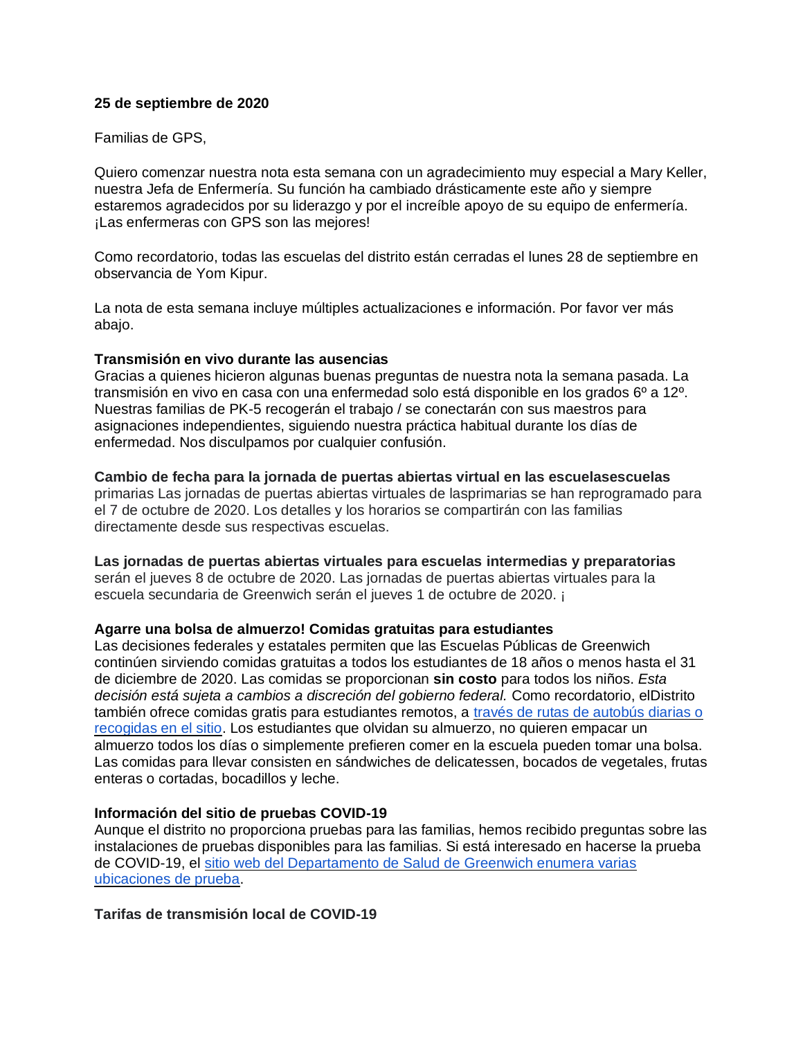**25 de septiembre de 2020**

Familias de GPS,

Quiero comenzar nuestra nota esta semana con un agradecimiento muy especial a Mary Keller, nuestra Jefa de Enfermería. Su función ha cambiado drásticamente este año y siempre estaremos agradecidos por su liderazgo y por el increíble apoyo de su equipo de enfermería. ¡Las enfermeras con GPS son las mejores!

Como recordatorio, todas las escuelas del distrito están cerradas el lunes 28 de septiembre en observancia de Yom Kipur.

La nota de esta semana incluye múltiples actualizaciones e información. Por favor ver más abajo.

**Transmisión en vivo durante las ausencias**
Gracias a quienes hicieron algunas buenas preguntas de nuestra nota la semana pasada. La transmisión en vivo en casa con una enfermedad solo está disponible en los grados 6º a 12º. Nuestras familias de PK-5 recogerán el trabajo / se conectarán con sus maestros para asignaciones independientes, siguiendo nuestra práctica habitual durante los días de enfermedad. Nos disculpamos por cualquier confusión.

**Cambio de fecha para la jornada de puertas abiertas virtual en las escuelasescuelas**
primarias Las jornadas de puertas abiertas virtuales de lasprimarias se han reprogramado para el 7 de octubre de 2020. Los detalles y los horarios se compartirán con las familias directamente desde sus respectivas escuelas.

**Las jornadas de puertas abiertas virtuales para escuelas intermedias y preparatorias**
serán el jueves 8 de octubre de 2020. Las jornadas de puertas abiertas virtuales para la escuela secundaria de Greenwich serán el jueves 1 de octubre de 2020. ¡

**Agarre una bolsa de almuerzo! Comidas gratuitas para estudiantes**
Las decisiones federales y estatales permiten que las Escuelas Públicas de Greenwich continúen sirviendo comidas gratuitas a todos los estudiantes de 18 años o menos hasta el 31 de diciembre de 2020. Las comidas se proporcionan **sin costo** para todos los niños. *Esta decisión está sujeta a cambios a discreción del gobierno federal.* Como recordatorio, elDistrito también ofrece comidas gratis para estudiantes remotos, a través de rutas de autobús diarias o recogidas en el sitio. Los estudiantes que olvidan su almuerzo, no quieren empacar un almuerzo todos los días o simplemente prefieren comer en la escuela pueden tomar una bolsa. Las comidas para llevar consisten en sándwiches de delicatessen, bocados de vegetales, frutas enteras o cortadas, bocadillos y leche.

**Información del sitio de pruebas COVID-19**
Aunque el distrito no proporciona pruebas para las familias, hemos recibido preguntas sobre las instalaciones de pruebas disponibles para las familias. Si está interesado en hacerse la prueba de COVID-19, el sitio web del Departamento de Salud de Greenwich enumera varias ubicaciones de prueba.

**Tarifas de transmisión local de COVID-19**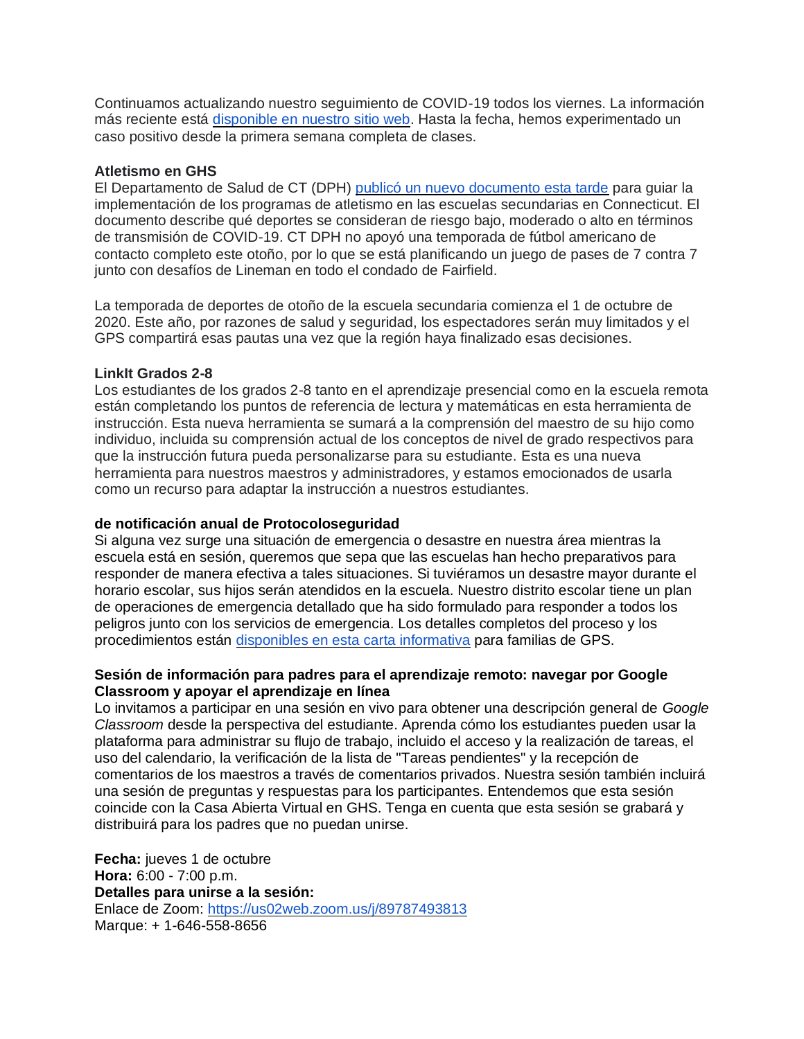Continuamos actualizando nuestro seguimiento de COVID-19 todos los viernes. La información más reciente está disponible en nuestro sitio web. Hasta la fecha, hemos experimentado un caso positivo desde la primera semana completa de clases.

**Atletismo en GHS**

El Departamento de Salud de CT (DPH) publicó un nuevo documento esta tarde para guiar la implementación de los programas de atletismo en las escuelas secundarias en Connecticut. El documento describe qué deportes se consideran de riesgo bajo, moderado o alto en términos de transmisión de COVID-19. CT DPH no apoyó una temporada de fútbol americano de contacto completo este otoño, por lo que se está planificando un juego de pases de 7 contra 7 junto con desafíos de Lineman en todo el condado de Fairfield.

La temporada de deportes de otoño de la escuela secundaria comienza el 1 de octubre de 2020. Este año, por razones de salud y seguridad, los espectadores serán muy limitados y el GPS compartirá esas pautas una vez que la región haya finalizado esas decisiones.

**LinkIt Grados 2-8**

Los estudiantes de los grados 2-8 tanto en el aprendizaje presencial como en la escuela remota están completando los puntos de referencia de lectura y matemáticas en esta herramienta de instrucción. Esta nueva herramienta se sumará a la comprensión del maestro de su hijo como individuo, incluida su comprensión actual de los conceptos de nivel de grado respectivos para que la instrucción futura pueda personalizarse para su estudiante. Esta es una nueva herramienta para nuestros maestros y administradores, y estamos emocionados de usarla como un recurso para adaptar la instrucción a nuestros estudiantes.

**de notificación anual de Protocoloseguridad**

Si alguna vez surge una situación de emergencia o desastre en nuestra área mientras la escuela está en sesión, queremos que sepa que las escuelas han hecho preparativos para responder de manera efectiva a tales situaciones. Si tuviéramos un desastre mayor durante el horario escolar, sus hijos serán atendidos en la escuela. Nuestro distrito escolar tiene un plan de operaciones de emergencia detallado que ha sido formulado para responder a todos los peligros junto con los servicios de emergencia. Los detalles completos del proceso y los procedimientos están disponibles en esta carta informativa para familias de GPS.

**Sesión de información para padres para el aprendizaje remoto: navegar por Google Classroom y apoyar el aprendizaje en línea**

Lo invitamos a participar en una sesión en vivo para obtener una descripción general de *Google Classroom* desde la perspectiva del estudiante. Aprenda cómo los estudiantes pueden usar la plataforma para administrar su flujo de trabajo, incluido el acceso y la realización de tareas, el uso del calendario, la verificación de la lista de "Tareas pendientes" y la recepción de comentarios de los maestros a través de comentarios privados. Nuestra sesión también incluirá una sesión de preguntas y respuestas para los participantes. Entendemos que esta sesión coincide con la Casa Abierta Virtual en GHS. Tenga en cuenta que esta sesión se grabará y distribuirá para los padres que no puedan unirse.

**Fecha:** jueves 1 de octubre
**Hora:** 6:00 - 7:00 p.m.
**Detalles para unirse a la sesión:**
Enlace de Zoom: https://us02web.zoom.us/j/89787493813
Marque: + 1-646-558-8656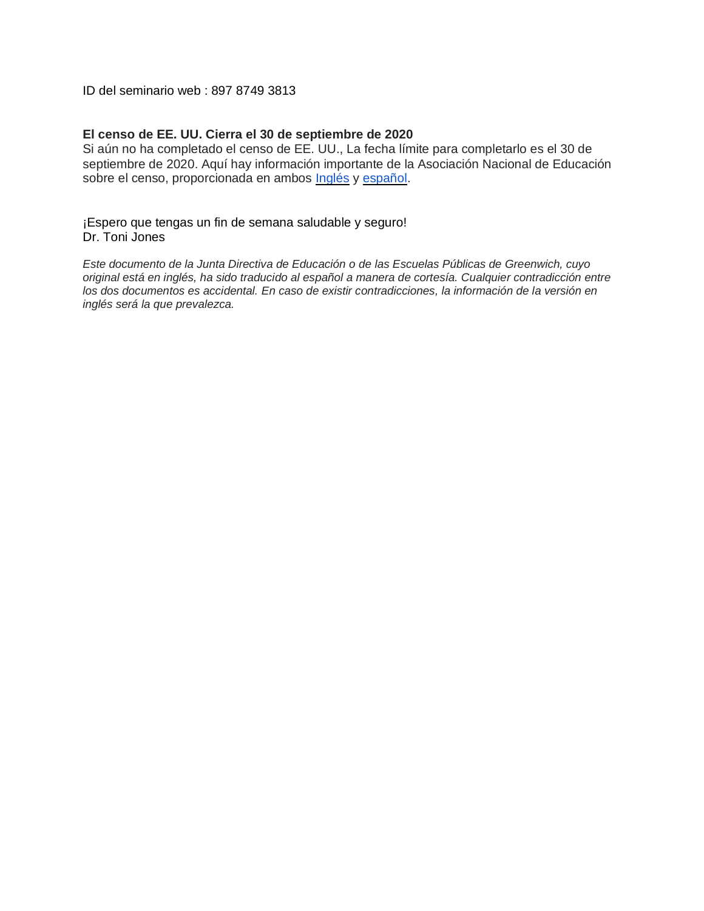ID del seminario web : 897 8749 3813

**El censo de EE. UU. Cierra el 30 de septiembre de 2020**
Si aún no ha completado el censo de EE. UU., La fecha límite para completarlo es el 30 de septiembre de 2020. Aquí hay información importante de la Asociación Nacional de Educación sobre el censo, proporcionada en ambos Inglés y español.

¡Espero que tengas un fin de semana saludable y seguro!
Dr. Toni Jones

*Este documento de la Junta Directiva de Educación o de las Escuelas Públicas de Greenwich, cuyo original está en inglés, ha sido traducido al español a manera de cortesía. Cualquier contradicción entre los dos documentos es accidental. En caso de existir contradicciones, la información de la versión en inglés será la que prevalezca.*